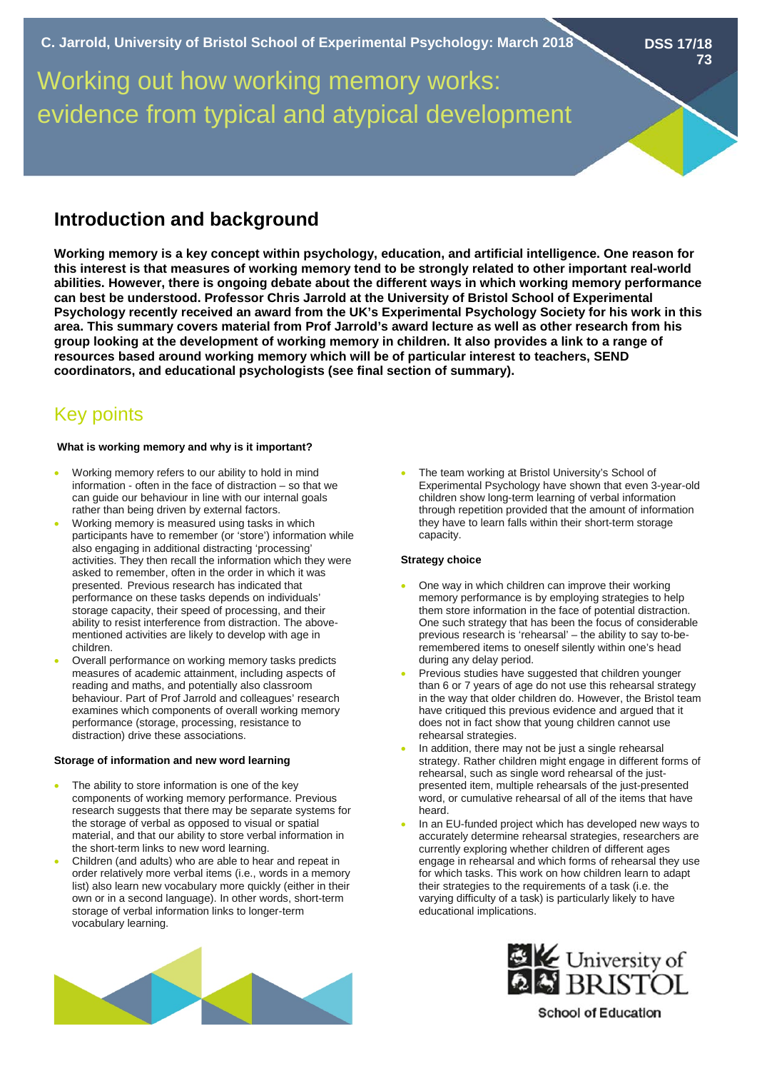C. Jarrold, University of Bristol School of Experimental Psychology: March 2018

DSS 17/18 73

# Working out how working memory works: evidence from typical and atypical development

## Introduction and background

**Working memory is a key concept within psychology, education, and artificial intelligence. One reason for this interest is that measures of working memory tend to be strongly related to other important real-world abilities. However, there is ongoing debate about the different ways in which working memory performance can best be understood. Professor Chris Jarrold at the University of Bristol School of Experimental Psychology recently received an award from the UK's Experimental Psychology Society for his work in this area. This summary covers material from Prof Jarrold's award lecture as well as other research from his group looking at the development of working memory in children. It also provides a link to a range of resources based around working memory which will be of particular interest to teachers, SEND coordinators, and educational psychologists (see final section of summary).**

## Key points

#### What is working memory and why is it important?

- Working memory refers to our ability to hold in mind information - often in the face of distraction – so that we can guide our behaviour in line with our internal goals rather than being driven by external factors.
- Working memory is measured using tasks in which participants have to remember (or 'store') information while also engaging in additional distracting 'processing' activities. They then recall the information which they were asked to remember, often in the order in which it was presented. Previous research has indicated that performance on these tasks depends on individuals' storage capacity, their speed of processing, and their ability to resist interference from distraction. The above-mentioned activities are likely to develop with age in children.
- Overall performance on working memory tasks predicts measures of academic attainment, including aspects of reading and maths, and potentially also classroom behaviour. Part of Prof Jarrold and colleagues' research examines which components of overall working memory performance (storage, processing, resistance to distraction) drive these associations.

#### Storage of information and new word learning

- The ability to store information is one of the key components of working memory performance. Previous research suggests that there may be separate systems for the storage of verbal as opposed to visual or spatial material, and that our ability to store verbal information in the short-term links to new word learning.
- Children (and adults) who are able to hear and repeat in order relatively more verbal items (i.e., words in a memory list) also learn new vocabulary more quickly (either in their own or in a second language). In other words, short-term storage of verbal information links to longer-term vocabulary learning.
- The team working at Bristol University's School of Experimental Psychology have shown that even 3-year-old children show long-term learning of verbal information through repetition provided that the amount of information they have to learn falls within their short-term storage capacity.

#### Strategy choice

- One way in which children can improve their working memory performance is by employing strategies to help them store information in the face of potential distraction. One such strategy that has been the focus of considerable previous research is 'rehearsal' – the ability to say to-be-remembered items to oneself silently within one's head during any delay period.
- Previous studies have suggested that children younger than 6 or 7 years of age do not use this rehearsal strategy in the way that older children do. However, the Bristol team have critiqued this previous evidence and argued that it does not in fact show that young children cannot use rehearsal strategies.
- In addition, there may not be just a single rehearsal strategy. Rather children might engage in different forms of rehearsal, such as single word rehearsal of the just-presented item, multiple rehearsals of the just-presented word, or cumulative rehearsal of all of the items that have heard.
- In an EU-funded project which has developed new ways to accurately determine rehearsal strategies, researchers are currently exploring whether children of different ages engage in rehearsal and which forms of rehearsal they use for which tasks. This work on how children learn to adapt their strategies to the requirements of a task (i.e. the varying difficulty of a task) is particularly likely to have educational implications.

University of Bristol School of Education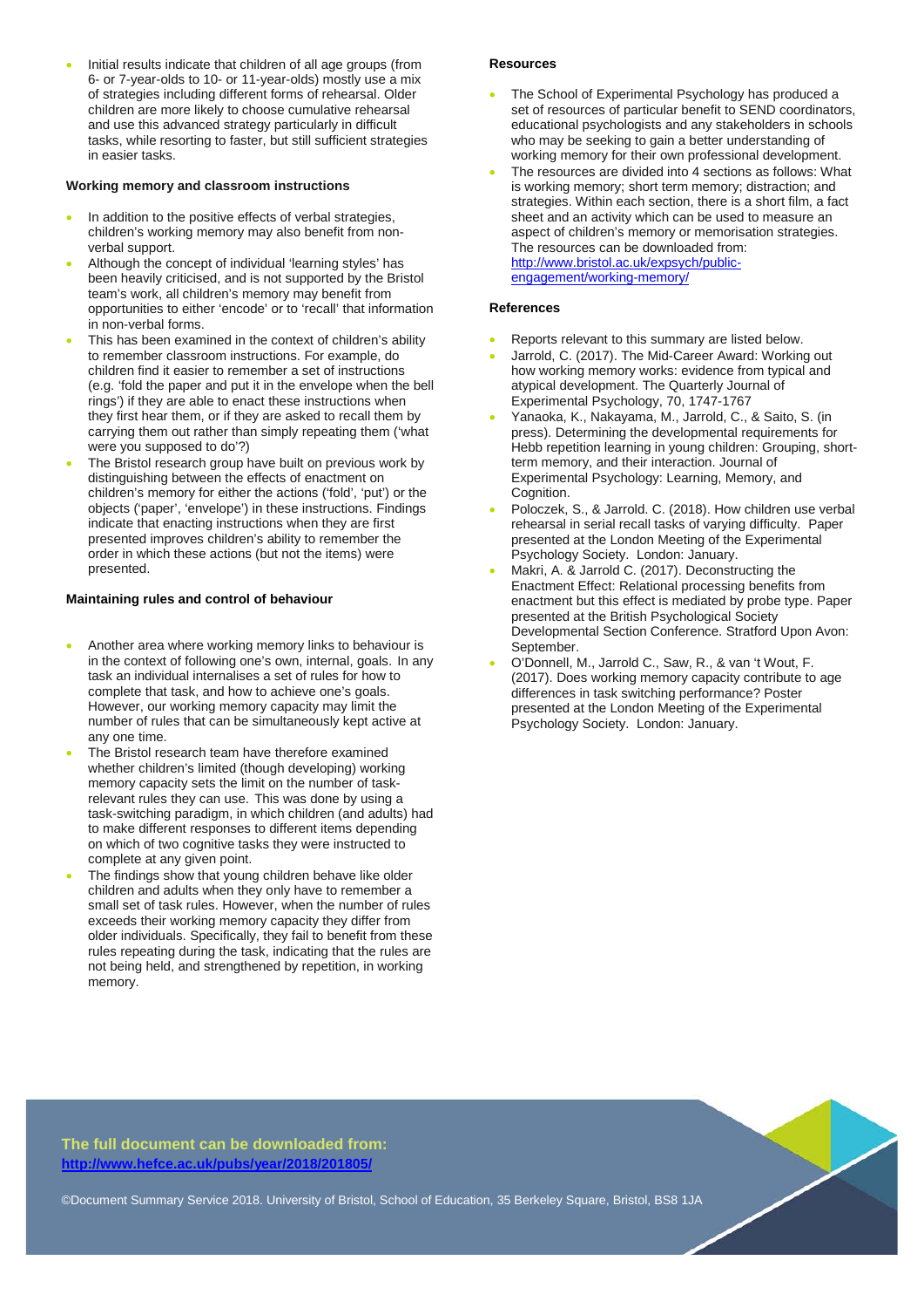- Initial results indicate that children of all age groups (from 6- or 7-year-olds to 10- or 11-year-olds) mostly use a mix of strategies including different forms of rehearsal. Older children are more likely to choose cumulative rehearsal and use this advanced strategy particularly in difficult tasks, while resorting to faster, but still sufficient strategies in easier tasks.

**Working memory and classroom instructions**

- In addition to the positive effects of verbal strategies, children's working memory may also benefit from non-verbal support.
- Although the concept of individual 'learning styles' has been heavily criticised, and is not supported by the Bristol team's work, all children's memory may benefit from opportunities to either 'encode' or to 'recall' that information in non-verbal forms.
- This has been examined in the context of children's ability to remember classroom instructions. For example, do children find it easier to remember a set of instructions (e.g. 'fold the paper and put it in the envelope when the bell rings') if they are able to enact these instructions when they first hear them, or if they are asked to recall them by carrying them out rather than simply repeating them ('what were you supposed to do'?)
- The Bristol research group have built on previous work by distinguishing between the effects of enactment on children's memory for either the actions ('fold', 'put') or the objects ('paper', 'envelope') in these instructions. Findings indicate that enacting instructions when they are first presented improves children's ability to remember the order in which these actions (but not the items) were presented.

**Maintaining rules and control of behaviour**

- Another area where working memory links to behaviour is in the context of following one's own, internal, goals. In any task an individual internalises a set of rules for how to complete that task, and how to achieve one's goals. However, our working memory capacity may limit the number of rules that can be simultaneously kept active at any one time.
- The Bristol research team have therefore examined whether children's limited (though developing) working memory capacity sets the limit on the number of task-relevant rules they can use. This was done by using a task-switching paradigm, in which children (and adults) had to make different responses to different items depending on which of two cognitive tasks they were instructed to complete at any given point.
- The findings show that young children behave like older children and adults when they only have to remember a small set of task rules. However, when the number of rules exceeds their working memory capacity they differ from older individuals. Specifically, they fail to benefit from these rules repeating during the task, indicating that the rules are not being held, and strengthened by repetition, in working memory.

**Resources**

- The School of Experimental Psychology has produced a set of resources of particular benefit to SEND coordinators, educational psychologists and any stakeholders in schools who may be seeking to gain a better understanding of working memory for their own professional development.
- The resources are divided into 4 sections as follows: What is working memory; short term memory; distraction; and strategies. Within each section, there is a short film, a fact sheet and an activity which can be used to measure an aspect of children's memory or memorisation strategies. The resources can be downloaded from: http://www.bristol.ac.uk/expsych/public-engagement/working-memory/

**References**

- Reports relevant to this summary are listed below.
- Jarrold, C. (2017). The Mid-Career Award: Working out how working memory works: evidence from typical and atypical development. The Quarterly Journal of Experimental Psychology, 70, 1747-1767
- Yanaoka, K., Nakayama, M., Jarrold, C., & Saito, S. (in press). Determining the developmental requirements for Hebb repetition learning in young children: Grouping, short-term memory, and their interaction. Journal of Experimental Psychology: Learning, Memory, and Cognition.
- Poloczek, S., & Jarrold. C. (2018). How children use verbal rehearsal in serial recall tasks of varying difficulty. Paper presented at the London Meeting of the Experimental Psychology Society. London: January.
- Makri, A. & Jarrold C. (2017). Deconstructing the Enactment Effect: Relational processing benefits from enactment but this effect is mediated by probe type. Paper presented at the British Psychological Society Developmental Section Conference. Stratford Upon Avon: September.
- O'Donnell, M., Jarrold C., Saw, R., & van 't Wout, F. (2017). Does working memory capacity contribute to age differences in task switching performance? Poster presented at the London Meeting of the Experimental Psychology Society. London: January.

**The full document can be downloaded from:**
**http://www.hefce.ac.uk/pubs/year/2018/201805/**

©Document Summary Service 2018. University of Bristol, School of Education, 35 Berkeley Square, Bristol, BS8 1JA